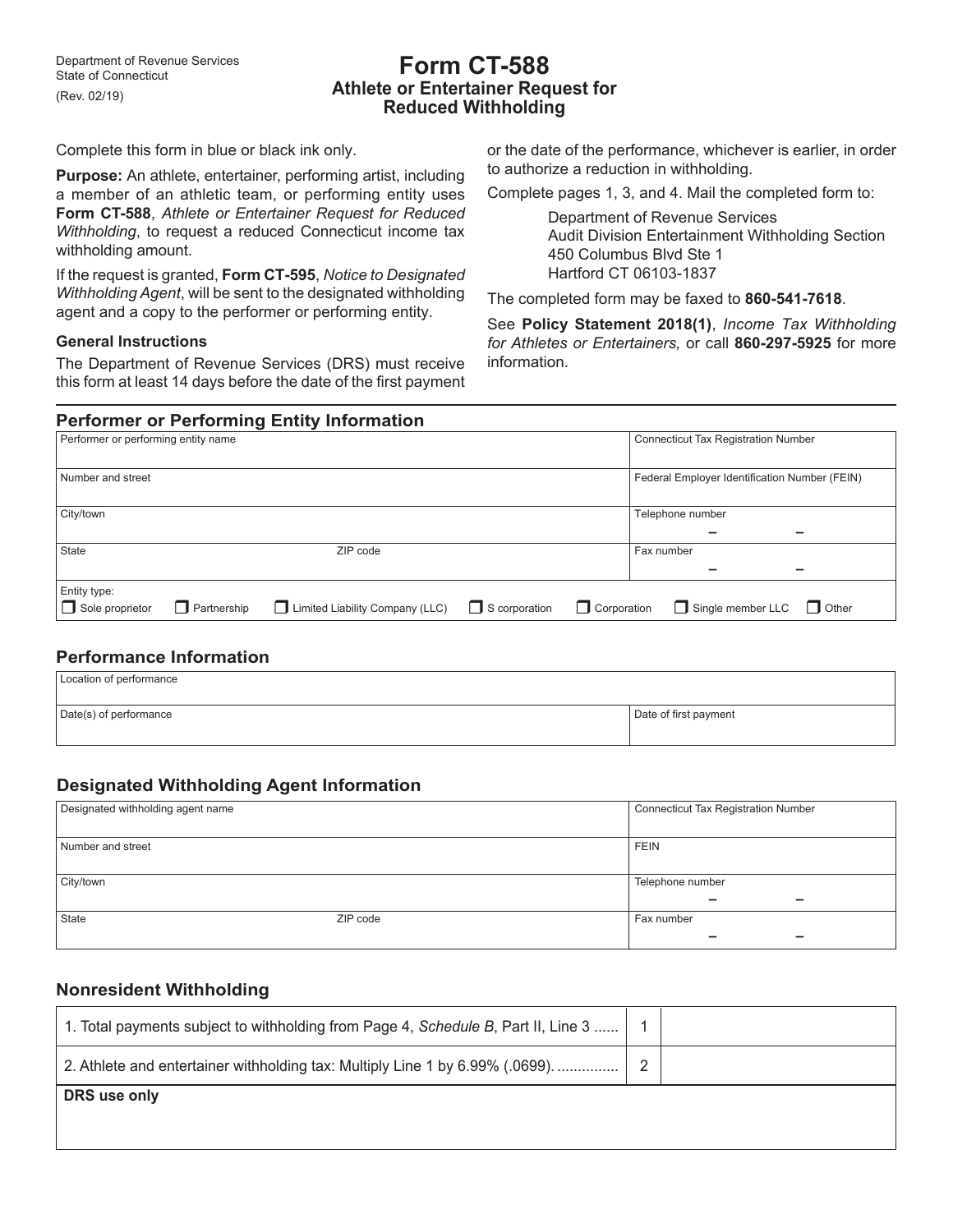Department of Revenue Services
State of Connecticut
(Rev. 02/19)

# Form CT-588
## Athlete or Entertainer Request for Reduced Withholding

Complete this form in blue or black ink only.

**Purpose:** An athlete, entertainer, performing artist, including a member of an athletic team, or performing entity uses **Form CT-588**, *Athlete or Entertainer Request for Reduced Withholding*, to request a reduced Connecticut income tax withholding amount.

If the request is granted, **Form CT-595**, *Notice to Designated Withholding Agent*, will be sent to the designated withholding agent and a copy to the performer or performing entity.

### General Instructions

The Department of Revenue Services (DRS) must receive this form at least 14 days before the date of the first payment or the date of the performance, whichever is earlier, in order to authorize a reduction in withholding.

Complete pages 1, 3, and 4. Mail the completed form to:

> Department of Revenue Services
> Audit Division Entertainment Withholding Section
> 450 Columbus Blvd Ste 1
> Hartford CT 06103-1837

The completed form may be faxed to **860-541-7618**.

See **Policy Statement 2018(1)**, *Income Tax Withholding for Athletes or Entertainers,* or call **860-297-5925** for more information.

## Performer or Performing Entity Information

| | | |
|---|---|---|
| Performer or performing entity name | | Connecticut Tax Registration Number |
| Number and street | | Federal Employer Identification Number (FEIN) |
| City/town | | Telephone number |
| State | ZIP code | Fax number |

Entity type:
☐ Sole proprietor ☐ Partnership ☐ Limited Liability Company (LLC) ☐ S corporation ☐ Corporation ☐ Single member LLC ☐ Other

## Performance Information

| | |
|---|---|
| Location of performance | |
| Date(s) of performance | Date of first payment |

## Designated Withholding Agent Information

| | | |
|---|---|---|
| Designated withholding agent name | | Connecticut Tax Registration Number |
| Number and street | | FEIN |
| City/town | | Telephone number |
| State | ZIP code | Fax number |

## Nonresident Withholding

| | | |
|---|---|---|
| 1. Total payments subject to withholding from Page 4, *Schedule B*, Part II, Line 3 ...... | 1 | |
| 2. Athlete and entertainer withholding tax: Multiply Line 1 by 6.99% (.0699). ............... | 2 | |

**DRS use only**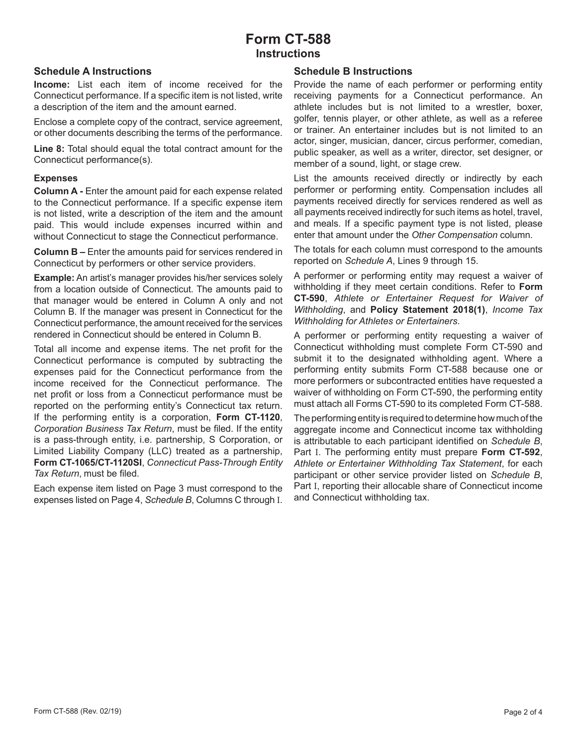# Form CT-588
## Instructions

### Schedule A Instructions

**Income:** List each item of income received for the Connecticut performance. If a specific item is not listed, write a description of the item and the amount earned.

Enclose a complete copy of the contract, service agreement, or other documents describing the terms of the performance.

**Line 8:** Total should equal the total contract amount for the Connecticut performance(s).

#### Expenses

**Column A -** Enter the amount paid for each expense related to the Connecticut performance. If a specific expense item is not listed, write a description of the item and the amount paid. This would include expenses incurred within and without Connecticut to stage the Connecticut performance.

**Column B –** Enter the amounts paid for services rendered in Connecticut by performers or other service providers.

**Example:** An artist's manager provides his/her services solely from a location outside of Connecticut. The amounts paid to that manager would be entered in Column A only and not Column B. If the manager was present in Connecticut for the Connecticut performance, the amount received for the services rendered in Connecticut should be entered in Column B.

Total all income and expense items. The net profit for the Connecticut performance is computed by subtracting the expenses paid for the Connecticut performance from the income received for the Connecticut performance. The net profit or loss from a Connecticut performance must be reported on the performing entity's Connecticut tax return. If the performing entity is a corporation, **Form CT-1120**, *Corporation Business Tax Return*, must be filed. If the entity is a pass-through entity, i.e. partnership, S Corporation, or Limited Liability Company (LLC) treated as a partnership, **Form CT-1065/CT-1120SI**, *Connecticut Pass-Through Entity Tax Return*, must be filed.

Each expense item listed on Page 3 must correspond to the expenses listed on Page 4, *Schedule B*, Columns C through I.

### Schedule B Instructions

Provide the name of each performer or performing entity receiving payments for a Connecticut performance. An athlete includes but is not limited to a wrestler, boxer, golfer, tennis player, or other athlete, as well as a referee or trainer. An entertainer includes but is not limited to an actor, singer, musician, dancer, circus performer, comedian, public speaker, as well as a writer, director, set designer, or member of a sound, light, or stage crew.

List the amounts received directly or indirectly by each performer or performing entity. Compensation includes all payments received directly for services rendered as well as all payments received indirectly for such items as hotel, travel, and meals. If a specific payment type is not listed, please enter that amount under the *Other Compensation* column.

The totals for each column must correspond to the amounts reported on *Schedule A*, Lines 9 through 15.

A performer or performing entity may request a waiver of withholding if they meet certain conditions. Refer to **Form CT-590**, *Athlete or Entertainer Request for Waiver of Withholding*, and **Policy Statement 2018(1)**, *Income Tax Withholding for Athletes or Entertainers*.

A performer or performing entity requesting a waiver of Connecticut withholding must complete Form CT-590 and submit it to the designated withholding agent. Where a performing entity submits Form CT-588 because one or more performers or subcontracted entities have requested a waiver of withholding on Form CT-590, the performing entity must attach all Forms CT-590 to its completed Form CT-588.

The performing entity is required to determine how much of the aggregate income and Connecticut income tax withholding is attributable to each participant identified on *Schedule B*, Part I. The performing entity must prepare **Form CT-592**, *Athlete or Entertainer Withholding Tax Statement*, for each participant or other service provider listed on *Schedule B*, Part I, reporting their allocable share of Connecticut income and Connecticut withholding tax.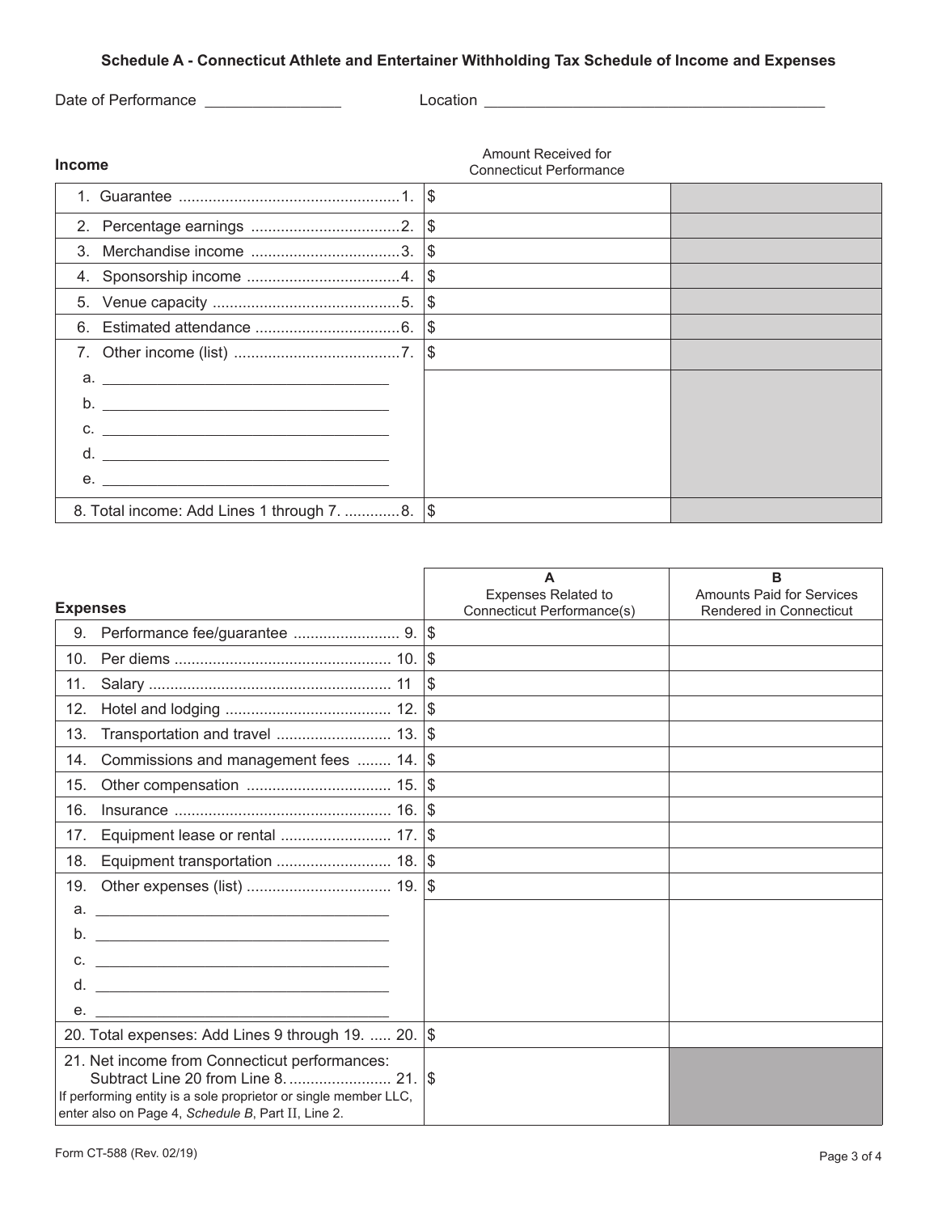## Schedule A - Connecticut Athlete and Entertainer Withholding Tax Schedule of Income and Expenses

Date of Performance ________________ Location ________________________________________

| Income | | Amount Received for Connecticut Performance | |
|---|---|---|---|
| 1. Guarantee | 1. | $ | |
| 2. Percentage earnings | 2. | $ | |
| 3. Merchandise income | 3. | $ | |
| 4. Sponsorship income | 4. | $ | |
| 5. Venue capacity | 5. | $ | |
| 6. Estimated attendance | 6. | $ | |
| 7. Other income (list) | 7. | $ | |
| a. ____________________ | | | |
| b. ____________________ | | | |
| c. ____________________ | | | |
| d. ____________________ | | | |
| e. ____________________ | | | |
| 8. Total income: Add Lines 1 through 7. | 8. | $ | |

| Expenses | | A<br>Expenses Related to Connecticut Performance(s) | B<br>Amounts Paid for Services Rendered in Connecticut |
|---|---|---|---|
| 9. Performance fee/guarantee | 9. | $ | |
| 10. Per diems | 10. | $ | |
| 11. Salary | 11 | $ | |
| 12. Hotel and lodging | 12. | $ | |
| 13. Transportation and travel | 13. | $ | |
| 14. Commissions and management fees | 14. | $ | |
| 15. Other compensation | 15. | $ | |
| 16. Insurance | 16. | $ | |
| 17. Equipment lease or rental | 17. | $ | |
| 18. Equipment transportation | 18. | $ | |
| 19. Other expenses (list) | 19. | $ | |
| a. ____________________ | | | |
| b. ____________________ | | | |
| c. ____________________ | | | |
| d. ____________________ | | | |
| e. ____________________ | | | |
| 20. Total expenses: Add Lines 9 through 19. | 20. | $ | |
| 21. Net income from Connecticut performances: Subtract Line 20 from Line 8.<br>If performing entity is a sole proprietor or single member LLC, enter also on Page 4, *Schedule B*, Part II, Line 2. | 21. | $ | |

Form CT-588 (Rev. 02/19)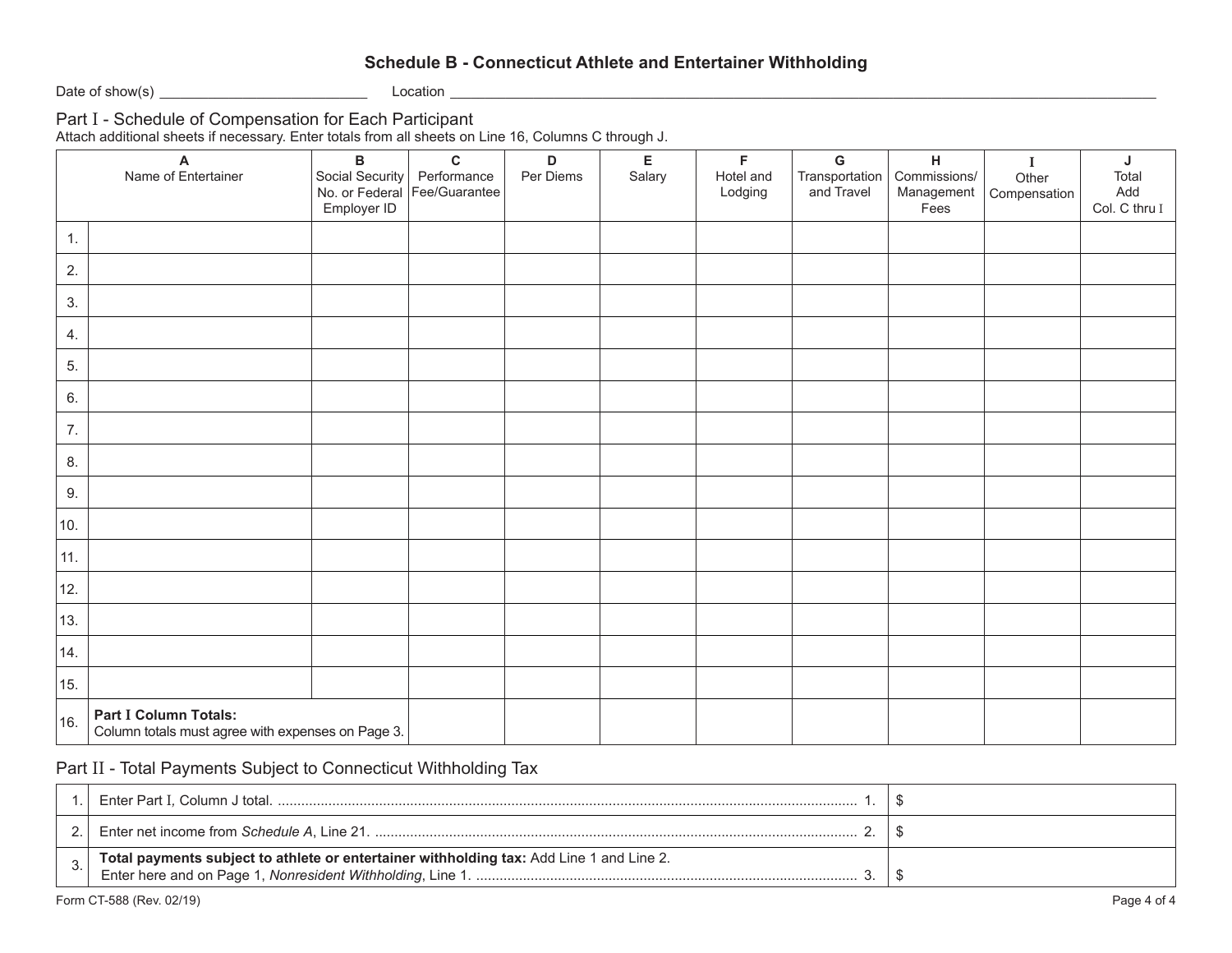## Schedule B - Connecticut Athlete and Entertainer Withholding

Date of show(s) ___________________________ Location ___________________________

### Part I - Schedule of Compensation for Each Participant

Attach additional sheets if necessary. Enter totals from all sheets on Line 16, Columns C through J.

| | A<br>Name of Entertainer | B<br>Social Security No. or Federal Employer ID | C<br>Performance Fee/Guarantee | D<br>Per Diems | E<br>Salary | F<br>Hotel and Lodging | G<br>Transportation and Travel | H<br>Commissions/ Management Fees | I<br>Other Compensation | J<br>Total Add Col. C thru I |
|---|---|---|---|---|---|---|---|---|---|---|
| 1. | | | | | | | | | | |
| 2. | | | | | | | | | | |
| 3. | | | | | | | | | | |
| 4. | | | | | | | | | | |
| 5. | | | | | | | | | | |
| 6. | | | | | | | | | | |
| 7. | | | | | | | | | | |
| 8. | | | | | | | | | | |
| 9. | | | | | | | | | | |
| 10. | | | | | | | | | | |
| 11. | | | | | | | | | | |
| 12. | | | | | | | | | | |
| 13. | | | | | | | | | | |
| 14. | | | | | | | | | | |
| 15. | | | | | | | | | | |
| 16. | **Part I Column Totals:** Column totals must agree with expenses on Page 3. | | | | | | | | | |

### Part II - Total Payments Subject to Connecticut Withholding Tax

| | | |
|---|---|---|
| 1. | Enter Part I, Column J total. .......... 1. | $ |
| 2. | Enter net income from *Schedule A*, Line 21. .......... 2. | $ |
| 3. | **Total payments subject to athlete or entertainer withholding tax:** Add Line 1 and Line 2. Enter here and on Page 1, *Nonresident Withholding*, Line 1. .......... 3. | $ |

Form CT-588 (Rev. 02/19)